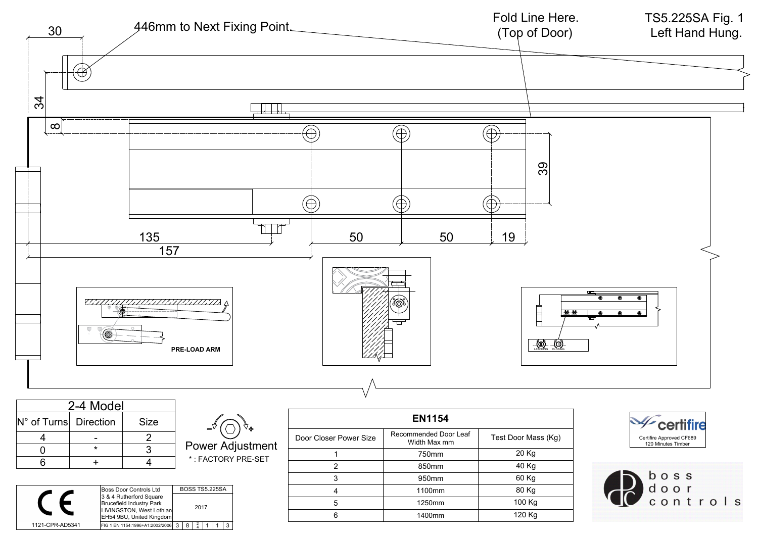# TS5.225SA Fig. 1

Left Hand Hung.

446mm to Next Fixing Point.

Fold Line Here. (Top of Door)

30

34

8

39

135

157

50

50

19

PRE-LOAD ARM

LATCHING CLOSING

## 2-4 Model

| N° of Turns | Direction | Size |
|---|---|---|
| 4 | - | 2 |
| 0 | * | 3 |
| 6 | + | 4 |

Power Adjustment

* : FACTORY PRE-SET

## EN1154

| Door Closer Power Size | Recommended Door Leaf Width Max mm | Test Door Mass (Kg) |
|---|---|---|
| 1 | 750mm | 20 Kg |
| 2 | 850mm | 40 Kg |
| 3 | 950mm | 60 Kg |
| 4 | 1100mm | 80 Kg |
| 5 | 1250mm | 100 Kg |
| 6 | 1400mm | 120 Kg |

certifire

Certifire Approved CF689

120 Minutes Timber

boss door controls

CE

1121-CPR-AD5341

| Boss Door Controls Ltd<br>3 & 4 Rutherford Square<br>Brucefield Industry Park<br>LIVINGSTON, West Lothian<br>EH54 9BU, United Kingdom | BOSS TS5.225SA<br>2017 |
|---|---|
| FIG 1 EN 1154:1996+A1:2002/2006 | 3 8 2/4 1 1 3 |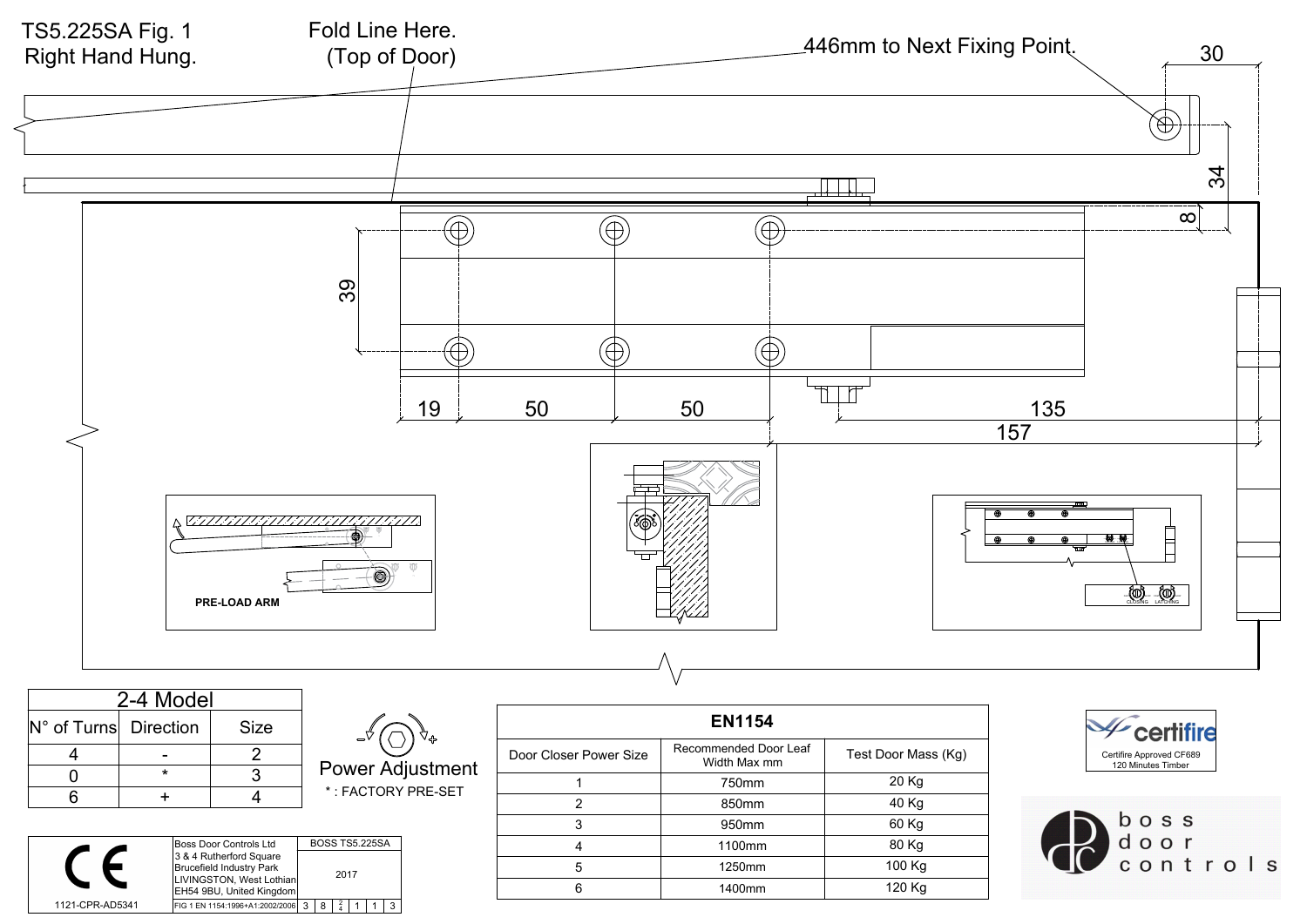TS5.225SA Fig. 1
Right Hand Hung.

Fold Line Here.
(Top of Door)

446mm to Next Fixing Point.

30

34

8

39

19 50 50 135

157

PRE-LOAD ARM

CLOSING LATCHING

| 2-4 Model | | |
|---|---|---|
| N° of Turns | Direction | Size |
| 4 | - | 2 |
| 0 | * | 3 |
| 6 | + | 4 |

Power Adjustment

* : FACTORY PRE-SET

| EN1154 | | |
|---|---|---|
| Door Closer Power Size | Recommended Door Leaf Width Max mm | Test Door Mass (Kg) |
| 1 | 750mm | 20 Kg |
| 2 | 850mm | 40 Kg |
| 3 | 950mm | 60 Kg |
| 4 | 1100mm | 80 Kg |
| 5 | 1250mm | 100 Kg |
| 6 | 1400mm | 120 Kg |

certifire

Certifire Approved CF689
120 Minutes Timber

boss door controls

CE

1121-CPR-AD5341

Boss Door Controls Ltd
3 & 4 Rutherford Square
Brucefield Industry Park
LIVINGSTON, West Lothian
EH54 9BU, United Kingdom

BOSS TS5.225SA

2017

FIG 1 EN 1154:1996+A1:2002/2006 | 3 | 8 | 2/4 | 1 | 1 | 3